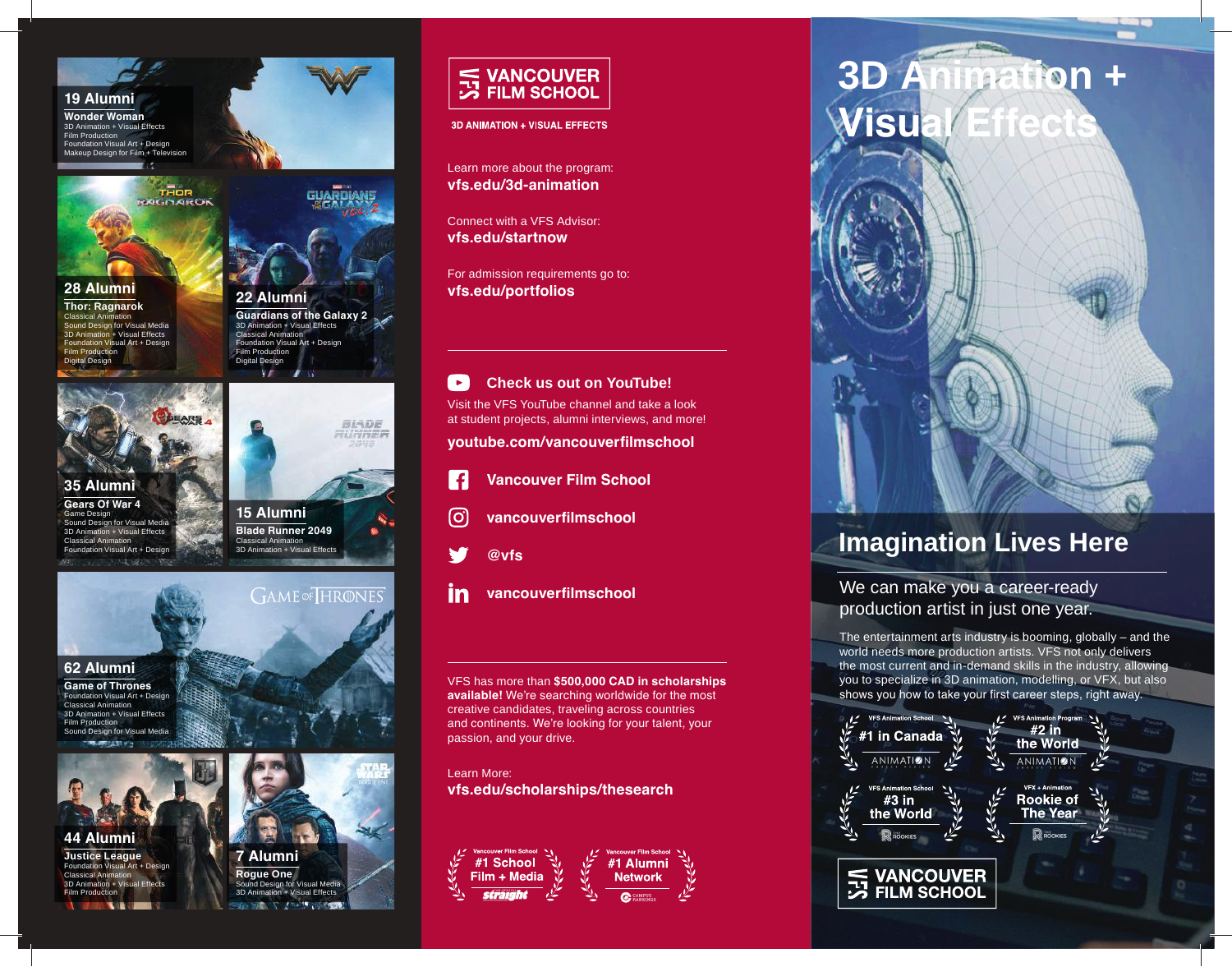## 19 Alumni

**Wonder Woman**
3D Animation + Visual Effects
Film Production
Foundation Visual Art + Design
Makeup Design for Film + Television

## 28 Alumni

**Thor: Ragnarok**
Classical Animation
Sound Design for Visual Media
3D Animation + Visual Effects
Foundation Visual Art + Design
Film Production
Digital Design

## 22 Alumni

**Guardians of the Galaxy 2**
3D Animation + Visual Effects
Classical Animation
Foundation Visual Art + Design
Film Production
Digital Design

## 35 Alumni

**Gears Of War 4**
Game Design
Sound Design for Visual Media
3D Animation + Visual Effects
Classical Animation
Foundation Visual Art + Design

## 15 Alumni

**Blade Runner 2049**
Classical Animation
3D Animation + Visual Effects

## 62 Alumni

**Game of Thrones**
Foundation Visual Art + Design
Classical Animation
3D Animation + Visual Effects
Film Production
Sound Design for Visual Media

## 44 Alumni

**Justice League**
Foundation Visual Art + Design
Classical Animation
3D Animation + Visual Effects
Film Production

## 7 Alumni

**Rogue One**
Sound Design for Visual Media
3D Animation + Visual Effects

---

**VANCOUVER FILM SCHOOL**

**3D ANIMATION + VISUAL EFFECTS**

Learn more about the program:
**vfs.edu/3d-animation**

Connect with a VFS Advisor:
**vfs.edu/startnow**

For admission requirements go to:
**vfs.edu/portfolios**

---

**Check us out on YouTube!**

Visit the VFS YouTube channel and take a look at student projects, alumni interviews, and more!

**youtube.com/vancouverfilmschool**

**Vancouver Film School**

**vancouverfilmschool**

**@vfs**

**vancouverfilmschool**

---

VFS has more than **$500,000 CAD in scholarships available!** We're searching worldwide for the most creative candidates, traveling across countries and continents. We're looking for your talent, your passion, and your drive.

Learn More:
**vfs.edu/scholarships/thesearch**

Vancouver Film School **#1 School Film + Media** — straight

Vancouver Film School **#1 Alumni Network** — Campus Rankings

---

# 3D Animation + Visual Effects

## Imagination Lives Here

We can make you a career-ready production artist in just one year.

The entertainment arts industry is booming, globally – and the world needs more production artists. VFS not only delivers the most current and in-demand skills in the industry, allowing you to specialize in 3D animation, modelling, or VFX, but also shows you how to take your first career steps, right away.

VFS Animation School **#1 in Canada** — Animation Career Review

VFS Animation Program **#2 in the World** — Animation Career Review

VFS Animation School **#3 in the World** — The Rookies

VFX + Animation **Rookie of The Year** — The Rookies

**VANCOUVER FILM SCHOOL**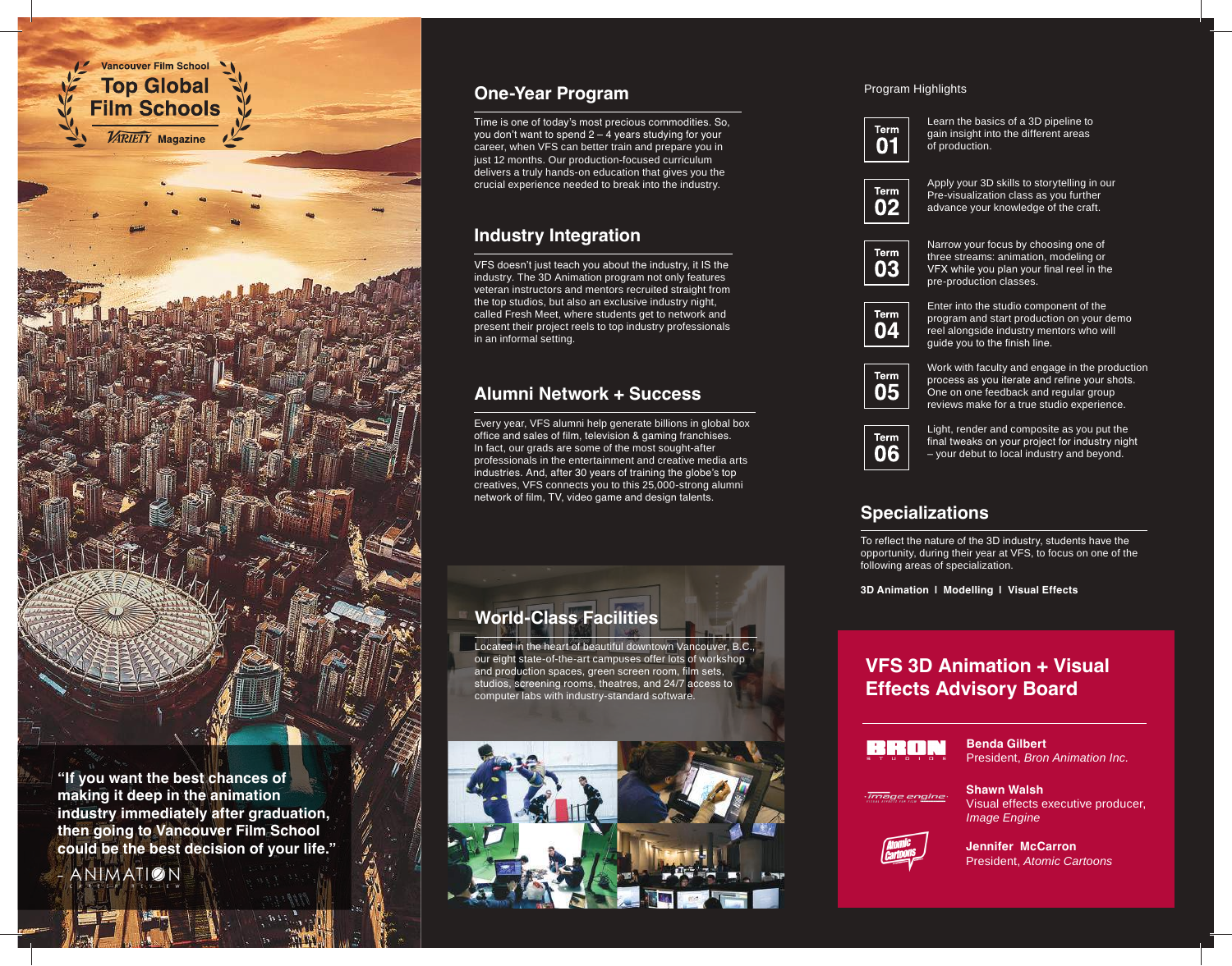Vancouver Film School

**Top Global Film Schools**

*VARIETY* Magazine

**"If you want the best chances of making it deep in the animation industry immediately after graduation, then going to Vancouver Film School could be the best decision of your life."**

– ANIMATION CAREER REVIEW

## One-Year Program

Time is one of today's most precious commodities. So, you don't want to spend 2 – 4 years studying for your career, when VFS can better train and prepare you in just 12 months. Our production-focused curriculum delivers a truly hands-on education that gives you the crucial experience needed to break into the industry.

## Industry Integration

VFS doesn't just teach you about the industry, it IS the industry. The 3D Animation program not only features veteran instructors and mentors recruited straight from the top studios, but also an exclusive industry night, called Fresh Meet, where students get to network and present their project reels to top industry professionals in an informal setting.

## Alumni Network + Success

Every year, VFS alumni help generate billions in global box office and sales of film, television & gaming franchises. In fact, our grads are some of the most sought-after professionals in the entertainment and creative media arts industries. And, after 30 years of training the globe's top creatives, VFS connects you to this 25,000-strong alumni network of film, TV, video game and design talents.

## World-Class Facilities

Located in the heart of beautiful downtown Vancouver, B.C., our eight state-of-the-art campuses offer lots of workshop and production spaces, green screen room, film sets, studios, screening rooms, theatres, and 24/7 access to computer labs with industry-standard software.

Program Highlights

**Term 01** Learn the basics of a 3D pipeline to gain insight into the different areas of production.

**Term 02** Apply your 3D skills to storytelling in our Pre-visualization class as you further advance your knowledge of the craft.

**Term 03** Narrow your focus by choosing one of three streams: animation, modeling or VFX while you plan your final reel in the pre-production classes.

**Term 04** Enter into the studio component of the program and start production on your demo reel alongside industry mentors who will guide you to the finish line.

**Term 05** Work with faculty and engage in the production process as you iterate and refine your shots. One on one feedback and regular group reviews make for a true studio experience.

**Term 06** Light, render and composite as you put the final tweaks on your project for industry night – your debut to local industry and beyond.

## Specializations

To reflect the nature of the 3D industry, students have the opportunity, during their year at VFS, to focus on one of the following areas of specialization.

**3D Animation I Modelling I Visual Effects**

## VFS 3D Animation + Visual Effects Advisory Board

**Benda Gilbert**
President, *Bron Animation Inc.*

**Shawn Walsh**
Visual effects executive producer, *Image Engine*

**Jennifer McCarron**
President, *Atomic Cartoons*